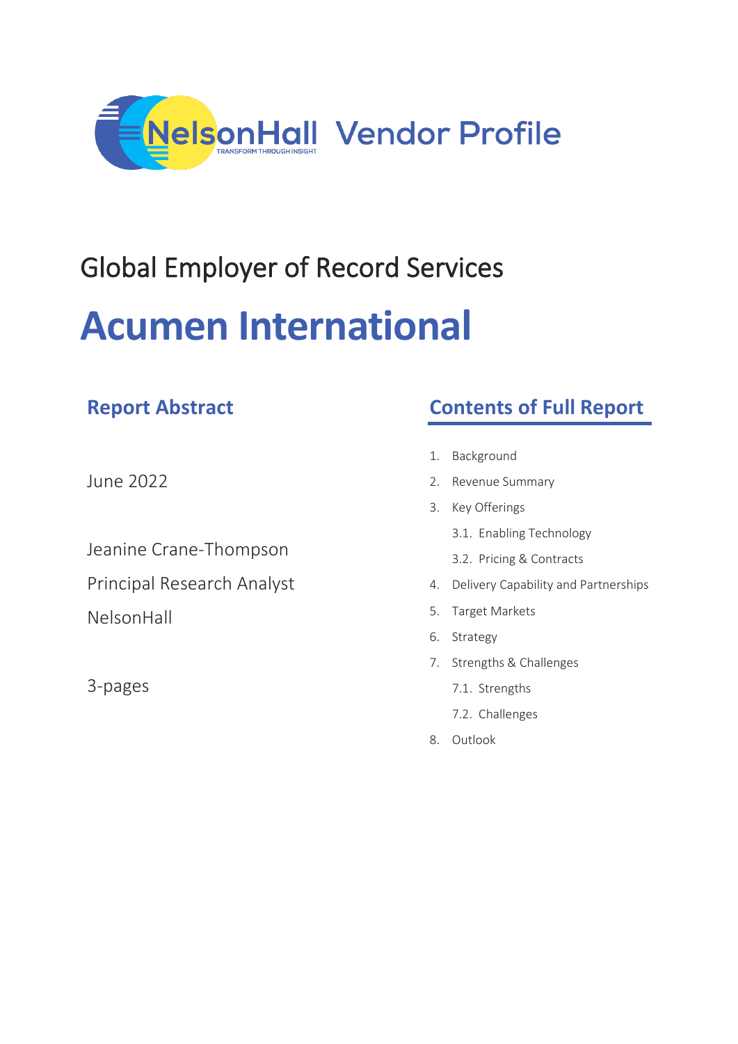NelsonHall Vendor Profile

# Global Employer of Record Services

# Acumen International

## Report Abstract

June 2022

Jeanine Crane-Thompson
Principal Research Analyst
NelsonHall

3-pages

## Contents of Full Report

1. Background
2. Revenue Summary
3. Key Offerings
   - 3.1. Enabling Technology
   - 3.2. Pricing & Contracts
4. Delivery Capability and Partnerships
5. Target Markets
6. Strategy
7. Strengths & Challenges
   - 7.1. Strengths
   - 7.2. Challenges
8. Outlook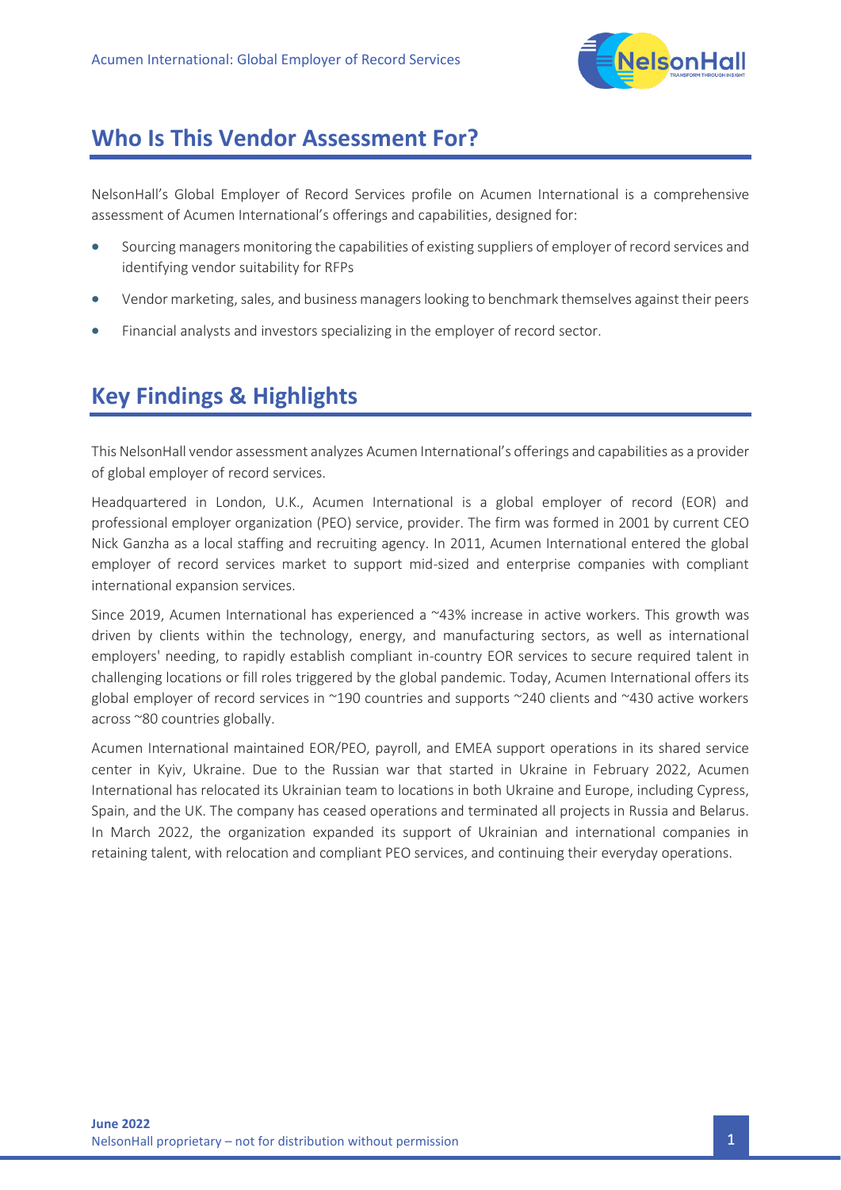## Who Is This Vendor Assessment For?

NelsonHall's Global Employer of Record Services profile on Acumen International is a comprehensive assessment of Acumen International's offerings and capabilities, designed for:

- Sourcing managers monitoring the capabilities of existing suppliers of employer of record services and identifying vendor suitability for RFPs
- Vendor marketing, sales, and business managers looking to benchmark themselves against their peers
- Financial analysts and investors specializing in the employer of record sector.

## Key Findings & Highlights

This NelsonHall vendor assessment analyzes Acumen International's offerings and capabilities as a provider of global employer of record services.

Headquartered in London, U.K., Acumen International is a global employer of record (EOR) and professional employer organization (PEO) service, provider. The firm was formed in 2001 by current CEO Nick Ganzha as a local staffing and recruiting agency. In 2011, Acumen International entered the global employer of record services market to support mid-sized and enterprise companies with compliant international expansion services.

Since 2019, Acumen International has experienced a ~43% increase in active workers. This growth was driven by clients within the technology, energy, and manufacturing sectors, as well as international employers' needing, to rapidly establish compliant in-country EOR services to secure required talent in challenging locations or fill roles triggered by the global pandemic. Today, Acumen International offers its global employer of record services in ~190 countries and supports ~240 clients and ~430 active workers across ~80 countries globally.

Acumen International maintained EOR/PEO, payroll, and EMEA support operations in its shared service center in Kyiv, Ukraine. Due to the Russian war that started in Ukraine in February 2022, Acumen International has relocated its Ukrainian team to locations in both Ukraine and Europe, including Cypress, Spain, and the UK. The company has ceased operations and terminated all projects in Russia and Belarus. In March 2022, the organization expanded its support of Ukrainian and international companies in retaining talent, with relocation and compliant PEO services, and continuing their everyday operations.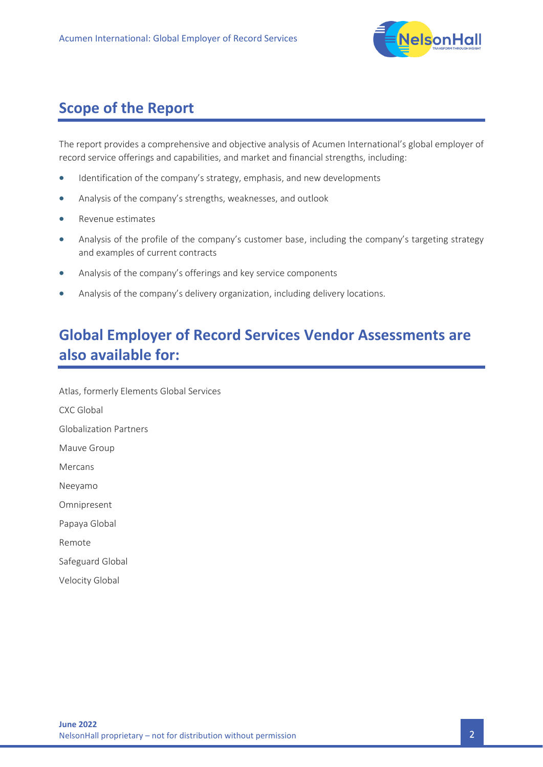## Scope of the Report

The report provides a comprehensive and objective analysis of Acumen International's global employer of record service offerings and capabilities, and market and financial strengths, including:

- Identification of the company's strategy, emphasis, and new developments
- Analysis of the company's strengths, weaknesses, and outlook
- Revenue estimates
- Analysis of the profile of the company's customer base, including the company's targeting strategy and examples of current contracts
- Analysis of the company's offerings and key service components
- Analysis of the company's delivery organization, including delivery locations.

## Global Employer of Record Services Vendor Assessments are also available for:

Atlas, formerly Elements Global Services

CXC Global

Globalization Partners

Mauve Group

Mercans

Neeyamo

Omnipresent

Papaya Global

Remote

Safeguard Global

Velocity Global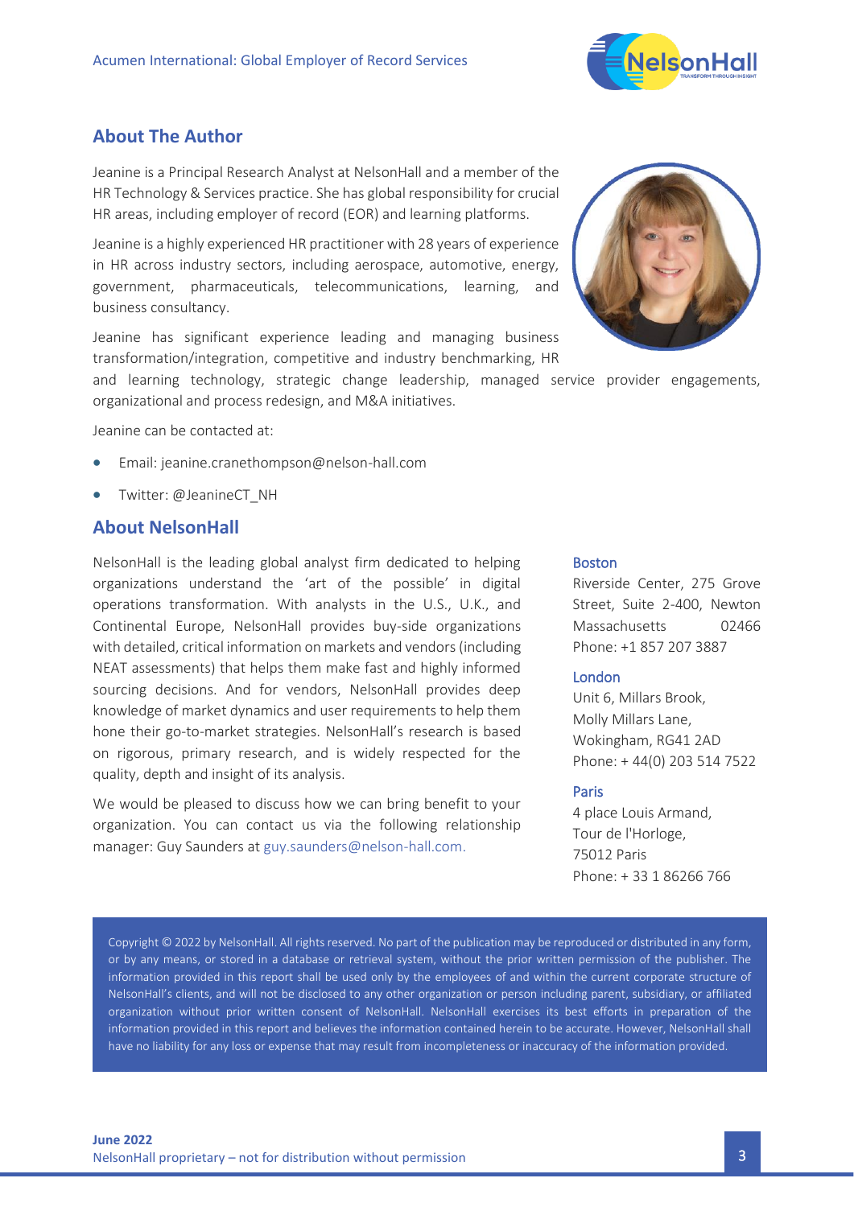## About The Author

Jeanine is a Principal Research Analyst at NelsonHall and a member of the HR Technology & Services practice. She has global responsibility for crucial HR areas, including employer of record (EOR) and learning platforms.

Jeanine is a highly experienced HR practitioner with 28 years of experience in HR across industry sectors, including aerospace, automotive, energy, government, pharmaceuticals, telecommunications, learning, and business consultancy.

Jeanine has significant experience leading and managing business transformation/integration, competitive and industry benchmarking, HR and learning technology, strategic change leadership, managed service provider engagements, organizational and process redesign, and M&A initiatives.

Jeanine can be contacted at:

- Email: jeanine.cranethompson@nelson-hall.com
- Twitter: @JeanineCT_NH

## About NelsonHall

NelsonHall is the leading global analyst firm dedicated to helping organizations understand the 'art of the possible' in digital operations transformation. With analysts in the U.S., U.K., and Continental Europe, NelsonHall provides buy-side organizations with detailed, critical information on markets and vendors (including NEAT assessments) that helps them make fast and highly informed sourcing decisions. And for vendors, NelsonHall provides deep knowledge of market dynamics and user requirements to help them hone their go-to-market strategies. NelsonHall's research is based on rigorous, primary research, and is widely respected for the quality, depth and insight of its analysis.

We would be pleased to discuss how we can bring benefit to your organization. You can contact us via the following relationship manager: Guy Saunders at guy.saunders@nelson-hall.com.

**Boston**
Riverside Center, 275 Grove Street, Suite 2-400, Newton Massachusetts 02466
Phone: +1 857 207 3887

**London**
Unit 6, Millars Brook,
Molly Millars Lane,
Wokingham, RG41 2AD
Phone: + 44(0) 203 514 7522

**Paris**
4 place Louis Armand,
Tour de l'Horloge,
75012 Paris
Phone: + 33 1 86266 766

Copyright © 2022 by NelsonHall. All rights reserved. No part of the publication may be reproduced or distributed in any form, or by any means, or stored in a database or retrieval system, without the prior written permission of the publisher. The information provided in this report shall be used only by the employees of and within the current corporate structure of NelsonHall's clients, and will not be disclosed to any other organization or person including parent, subsidiary, or affiliated organization without prior written consent of NelsonHall. NelsonHall exercises its best efforts in preparation of the information provided in this report and believes the information contained herein to be accurate. However, NelsonHall shall have no liability for any loss or expense that may result from incompleteness or inaccuracy of the information provided.